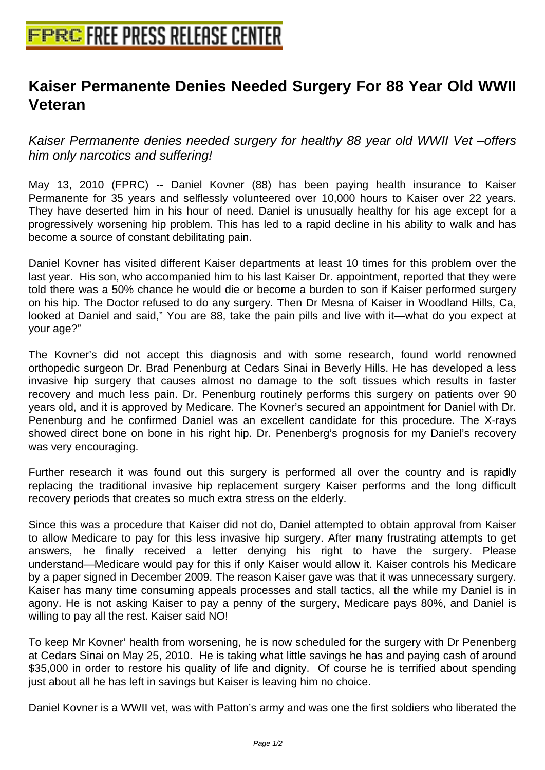# Kaiser Permanente Denies Needed Surgery For 88 Year Old WWII Veteran

*Kaiser Permanente denies needed surgery for healthy 88 year old WWII Vet –offers him only narcotics and suffering!*

May 13, 2010 (FPRC) -- Daniel Kovner (88) has been paying health insurance to Kaiser Permanente for 35 years and selflessly volunteered over 10,000 hours to Kaiser over 22 years. They have deserted him in his hour of need. Daniel is unusually healthy for his age except for a progressively worsening hip problem. This has led to a rapid decline in his ability to walk and has become a source of constant debilitating pain.

Daniel Kovner has visited different Kaiser departments at least 10 times for this problem over the last year. His son, who accompanied him to his last Kaiser Dr. appointment, reported that they were told there was a 50% chance he would die or become a burden to son if Kaiser performed surgery on his hip. The Doctor refused to do any surgery. Then Dr Mesna of Kaiser in Woodland Hills, Ca, looked at Daniel and said," You are 88, take the pain pills and live with it—what do you expect at your age?"

The Kovner's did not accept this diagnosis and with some research, found world renowned orthopedic surgeon Dr. Brad Penenburg at Cedars Sinai in Beverly Hills. He has developed a less invasive hip surgery that causes almost no damage to the soft tissues which results in faster recovery and much less pain. Dr. Penenburg routinely performs this surgery on patients over 90 years old, and it is approved by Medicare. The Kovner's secured an appointment for Daniel with Dr. Penenburg and he confirmed Daniel was an excellent candidate for this procedure. The X-rays showed direct bone on bone in his right hip. Dr. Penenberg's prognosis for my Daniel's recovery was very encouraging.

Further research it was found out this surgery is performed all over the country and is rapidly replacing the traditional invasive hip replacement surgery Kaiser performs and the long difficult recovery periods that creates so much extra stress on the elderly.

Since this was a procedure that Kaiser did not do, Daniel attempted to obtain approval from Kaiser to allow Medicare to pay for this less invasive hip surgery. After many frustrating attempts to get answers, he finally received a letter denying his right to have the surgery. Please understand—Medicare would pay for this if only Kaiser would allow it. Kaiser controls his Medicare by a paper signed in December 2009. The reason Kaiser gave was that it was unnecessary surgery. Kaiser has many time consuming appeals processes and stall tactics, all the while my Daniel is in agony. He is not asking Kaiser to pay a penny of the surgery, Medicare pays 80%, and Daniel is willing to pay all the rest. Kaiser said NO!

To keep Mr Kovner' health from worsening, he is now scheduled for the surgery with Dr Penenberg at Cedars Sinai on May 25, 2010. He is taking what little savings he has and paying cash of around $35,000 in order to restore his quality of life and dignity. Of course he is terrified about spending just about all he has left in savings but Kaiser is leaving him no choice.

Daniel Kovner is a WWII vet, was with Patton's army and was one the first soldiers who liberated the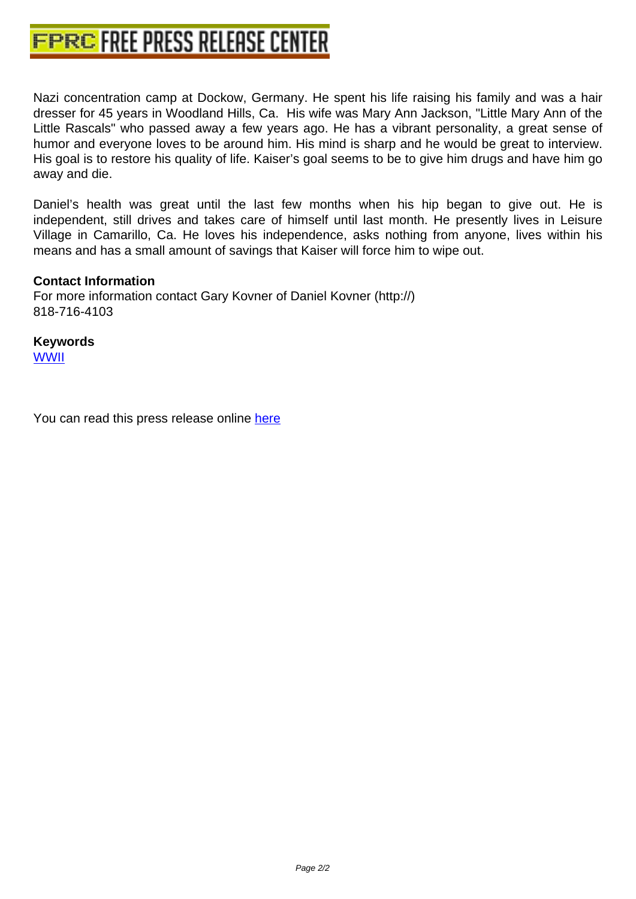Nazi concentration camp at Dockow, Germany. He spent his life raising his family and was a hair dresser for 45 years in Woodland Hills, Ca. His wife was Mary Ann Jackson, "Little Mary Ann of the Little Rascals" who passed away a few years ago. He has a vibrant personality, a great sense of humor and everyone loves to be around him. His mind is sharp and he would be great to interview. His goal is to restore his quality of life. Kaiser's goal seems to be to give him drugs and have him go away and die.

Daniel's health was great until the last few months when his hip began to give out. He is independent, still drives and takes care of himself until last month. He presently lives in Leisure Village in Camarillo, Ca. He loves his independence, asks nothing from anyone, lives within his means and has a small amount of savings that Kaiser will force him to wipe out.

**Contact Information**
For more information contact Gary Kovner of Daniel Kovner (http://)
818-716-4103

**Keywords**
WWII

You can read this press release online here